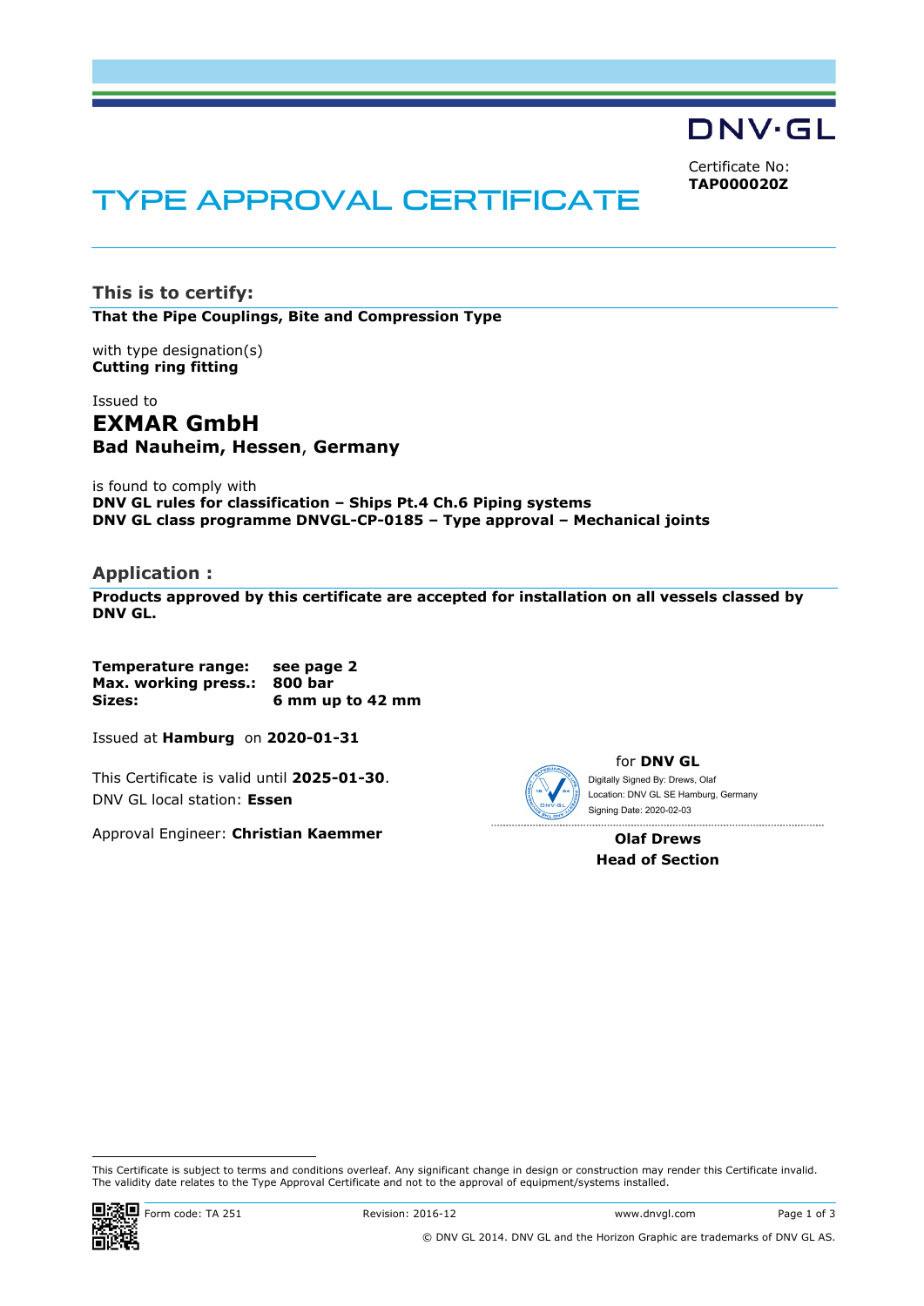DNV·GL

Certificate No:
**TAP000020Z**

# TYPE APPROVAL CERTIFICATE

## This is to certify:

**That the Pipe Couplings, Bite and Compression Type**

with type designation(s)
**Cutting ring fitting**

Issued to
**EXMAR GmbH**
**Bad Nauheim, Hessen, Germany**

is found to comply with
**DNV GL rules for classification – Ships Pt.4 Ch.6 Piping systems**
**DNV GL class programme DNVGL-CP-0185 – Type approval – Mechanical joints**

## Application :

**Products approved by this certificate are accepted for installation on all vessels classed by DNV GL.**

**Temperature range:** **see page 2**
**Max. working press.:** **800 bar**
**Sizes:** **6 mm up to 42 mm**

Issued at **Hamburg** on **2020-01-31**

This Certificate is valid until **2025-01-30**.
DNV GL local station: **Essen**

Approval Engineer: **Christian Kaemmer**

for **DNV GL**
Digitally Signed By: Drews, Olaf
Location: DNV GL SE Hamburg, Germany
Signing Date: 2020-02-03

**Olaf Drews**
**Head of Section**

This Certificate is subject to terms and conditions overleaf. Any significant change in design or construction may render this Certificate invalid.
The validity date relates to the Type Approval Certificate and not to the approval of equipment/systems installed.

Form code: TA 251 Revision: 2016-12 www.dnvgl.com

© DNV GL 2014. DNV GL and the Horizon Graphic are trademarks of DNV GL AS.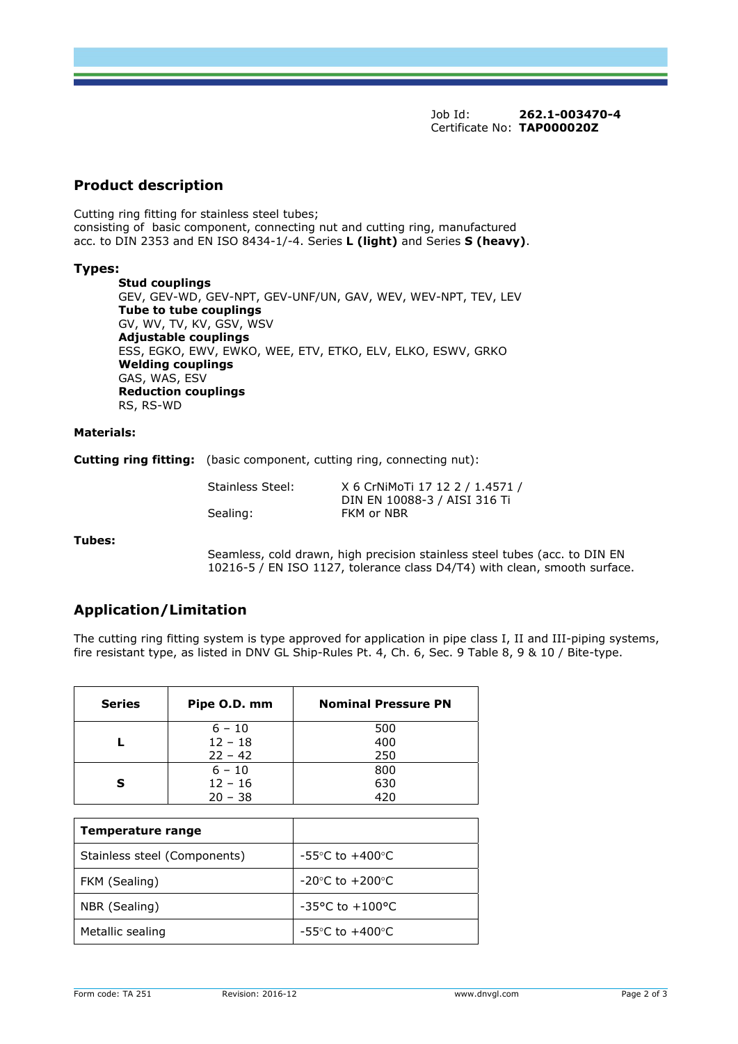Job Id: **262.1-003470-4**
Certificate No: **TAP000020Z**

## Product description

Cutting ring fitting for stainless steel tubes;
consisting of basic component, connecting nut and cutting ring, manufactured acc. to DIN 2353 and EN ISO 8434-1/-4. Series **L (light)** and Series **S (heavy)**.

### Types:

**Stud couplings**
GEV, GEV-WD, GEV-NPT, GEV-UNF/UN, GAV, WEV, WEV-NPT, TEV, LEV
**Tube to tube couplings**
GV, WV, TV, KV, GSV, WSV
**Adjustable couplings**
ESS, EGKO, EWV, EWKO, WEE, ETV, ETKO, ELV, ELKO, ESWV, GRKO
**Welding couplings**
GAS, WAS, ESV
**Reduction couplings**
RS, RS-WD

**Materials:**

**Cutting ring fitting:** (basic component, cutting ring, connecting nut):

Stainless Steel: X 6 CrNiMoTi 17 12 2 / 1.4571 / DIN EN 10088-3 / AISI 316 Ti
Sealing: FKM or NBR

**Tubes:**

Seamless, cold drawn, high precision stainless steel tubes (acc. to DIN EN 10216-5 / EN ISO 1127, tolerance class D4/T4) with clean, smooth surface.

## Application/Limitation

The cutting ring fitting system is type approved for application in pipe class I, II and III-piping systems, fire resistant type, as listed in DNV GL Ship-Rules Pt. 4, Ch. 6, Sec. 9 Table 8, 9 & 10 / Bite-type.

| Series | Pipe O.D. mm | Nominal Pressure PN |
|---|---|---|
| L | 6 – 10 | 500 |
| | 12 – 18 | 400 |
| | 22 – 42 | 250 |
| S | 6 – 10 | 800 |
| | 12 – 16 | 630 |
| | 20 – 38 | 420 |

| Temperature range | |
|---|---|
| Stainless steel (Components) | -55°C to +400°C |
| FKM (Sealing) | -20°C to +200°C |
| NBR (Sealing) | -35°C to +100°C |
| Metallic sealing | -55°C to +400°C |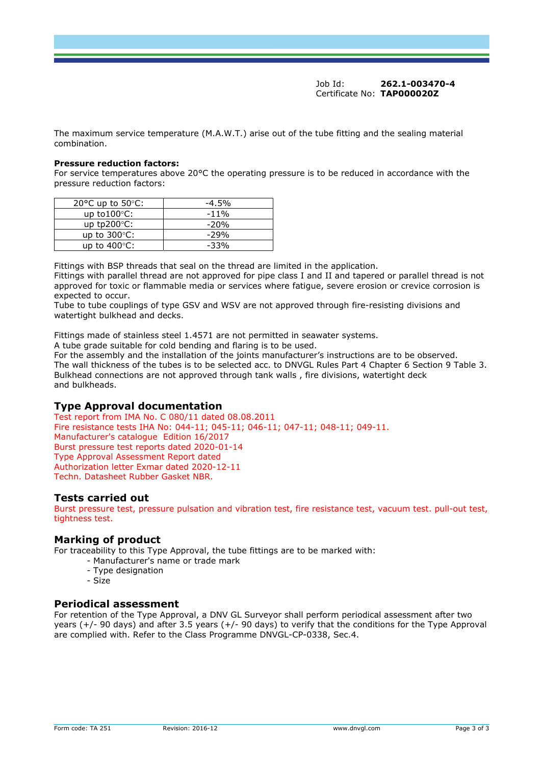Job Id: **262.1-003470-4**
Certificate No: **TAP000020Z**

The maximum service temperature (M.A.W.T.) arise out of the tube fitting and the sealing material combination.

**Pressure reduction factors:**
For service temperatures above 20°C the operating pressure is to be reduced in accordance with the pressure reduction factors:

| | |
|---|---|
| 20°C up to 50◦C: | -4.5% |
| up to100◦C: | -11% |
| up tp200◦C: | -20% |
| up to 300◦C: | -29% |
| up to 400◦C: | -33% |

Fittings with BSP threads that seal on the thread are limited in the application.
Fittings with parallel thread are not approved for pipe class I and II and tapered or parallel thread is not approved for toxic or flammable media or services where fatigue, severe erosion or crevice corrosion is expected to occur.
Tube to tube couplings of type GSV and WSV are not approved through fire-resisting divisions and watertight bulkhead and decks.

Fittings made of stainless steel 1.4571 are not permitted in seawater systems.
A tube grade suitable for cold bending and flaring is to be used.
For the assembly and the installation of the joints manufacturer's instructions are to be observed.
The wall thickness of the tubes is to be selected acc. to DNVGL Rules Part 4 Chapter 6 Section 9 Table 3.
Bulkhead connections are not approved through tank walls , fire divisions, watertight deck and bulkheads.

## Type Approval documentation

Test report from IMA No. C 080/11 dated 08.08.2011
Fire resistance tests IHA No: 044-11; 045-11; 046-11; 047-11; 048-11; 049-11.
Manufacturer's catalogue Edition 16/2017
Burst pressure test reports dated 2020-01-14
Type Approval Assessment Report dated
Authorization letter Exmar dated 2020-12-11
Techn. Datasheet Rubber Gasket NBR.

## Tests carried out

Burst pressure test, pressure pulsation and vibration test, fire resistance test, vacuum test. pull-out test, tightness test.

## Marking of product

For traceability to this Type Approval, the tube fittings are to be marked with:

- Manufacturer's name or trade mark
- Type designation
- Size

## Periodical assessment

For retention of the Type Approval, a DNV GL Surveyor shall perform periodical assessment after two years (+/- 90 days) and after 3.5 years (+/- 90 days) to verify that the conditions for the Type Approval are complied with. Refer to the Class Programme DNVGL-CP-0338, Sec.4.